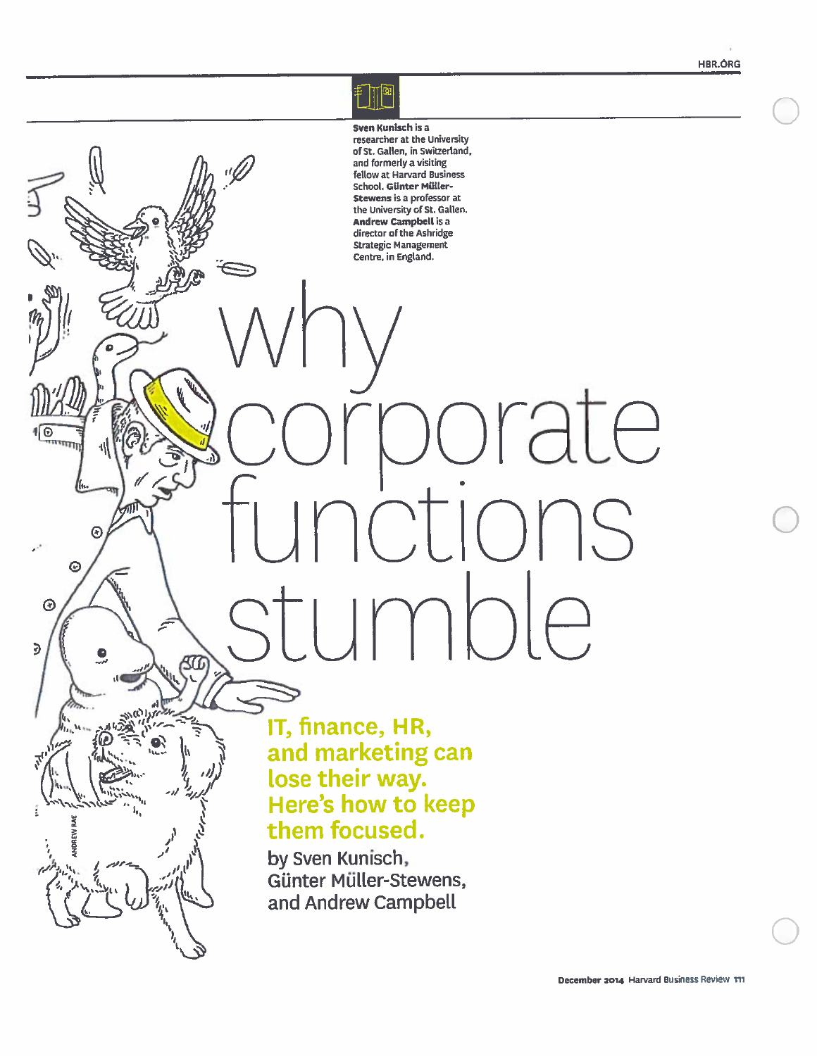**Sven Kunisch** is a researcher at the University of St. Gallen, in Switzerland, and formerly a visiting fellow at Harvard Business School. **Günter Müller-Stewens** is a professor at the University of St. Gallen. **Andrew Campbell** is a director of the Ashridge Strategic Management Centre, in England.

# why corporate functions stumble

## IT, finance, HR, and marketing can lose their way. Here's how to keep them focused.

by Sven Kunisch, Günter Müller-Stewens, and Andrew Campbell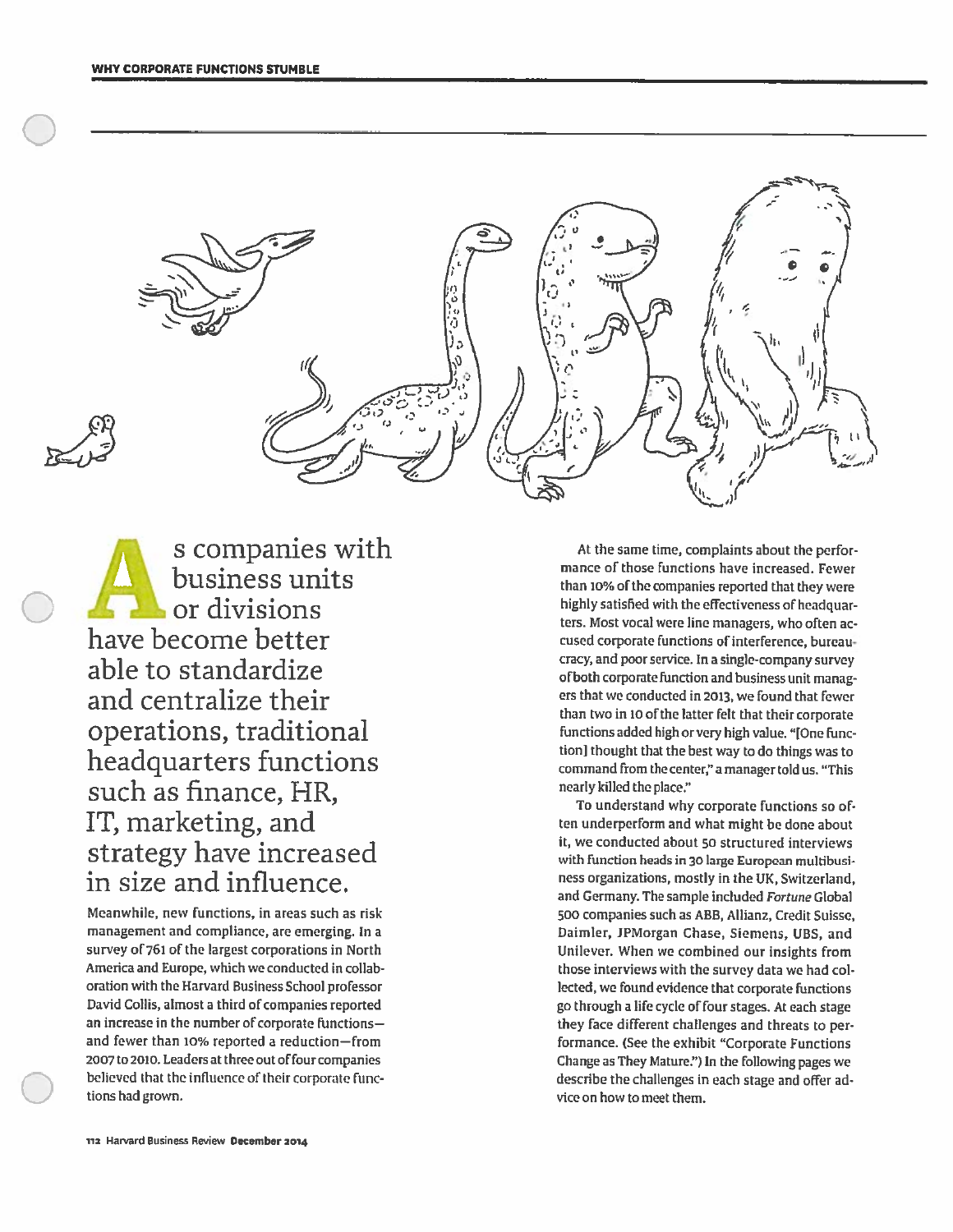As companies with business units or divisions have become better able to standardize and centralize their operations, traditional headquarters functions such as finance, HR, IT, marketing, and strategy have increased in size and influence.

Meanwhile, new functions, in areas such as risk management and compliance, are emerging. In a survey of 761 of the largest corporations in North America and Europe, which we conducted in collaboration with the Harvard Business School professor David Collis, almost a third of companies reported an increase in the number of corporate functions—and fewer than 10% reported a reduction—from 2007 to 2010. Leaders at three out of four companies believed that the influence of their corporate functions had grown.

At the same time, complaints about the performance of those functions have increased. Fewer than 10% of the companies reported that they were highly satisfied with the effectiveness of headquarters. Most vocal were line managers, who often accused corporate functions of interference, bureaucracy, and poor service. In a single-company survey of both corporate function and business unit managers that we conducted in 2013, we found that fewer than two in 10 of the latter felt that their corporate functions added high or very high value. "[One function] thought that the best way to do things was to command from the center," a manager told us. "This nearly killed the place."

To understand why corporate functions so often underperform and what might be done about it, we conducted about 50 structured interviews with function heads in 30 large European multibusiness organizations, mostly in the UK, Switzerland, and Germany. The sample included *Fortune* Global 500 companies such as ABB, Allianz, Credit Suisse, Daimler, JPMorgan Chase, Siemens, UBS, and Unilever. When we combined our insights from those interviews with the survey data we had collected, we found evidence that corporate functions go through a life cycle of four stages. At each stage they face different challenges and threats to performance. (See the exhibit "Corporate Functions Change as They Mature.") In the following pages we describe the challenges in each stage and offer advice on how to meet them.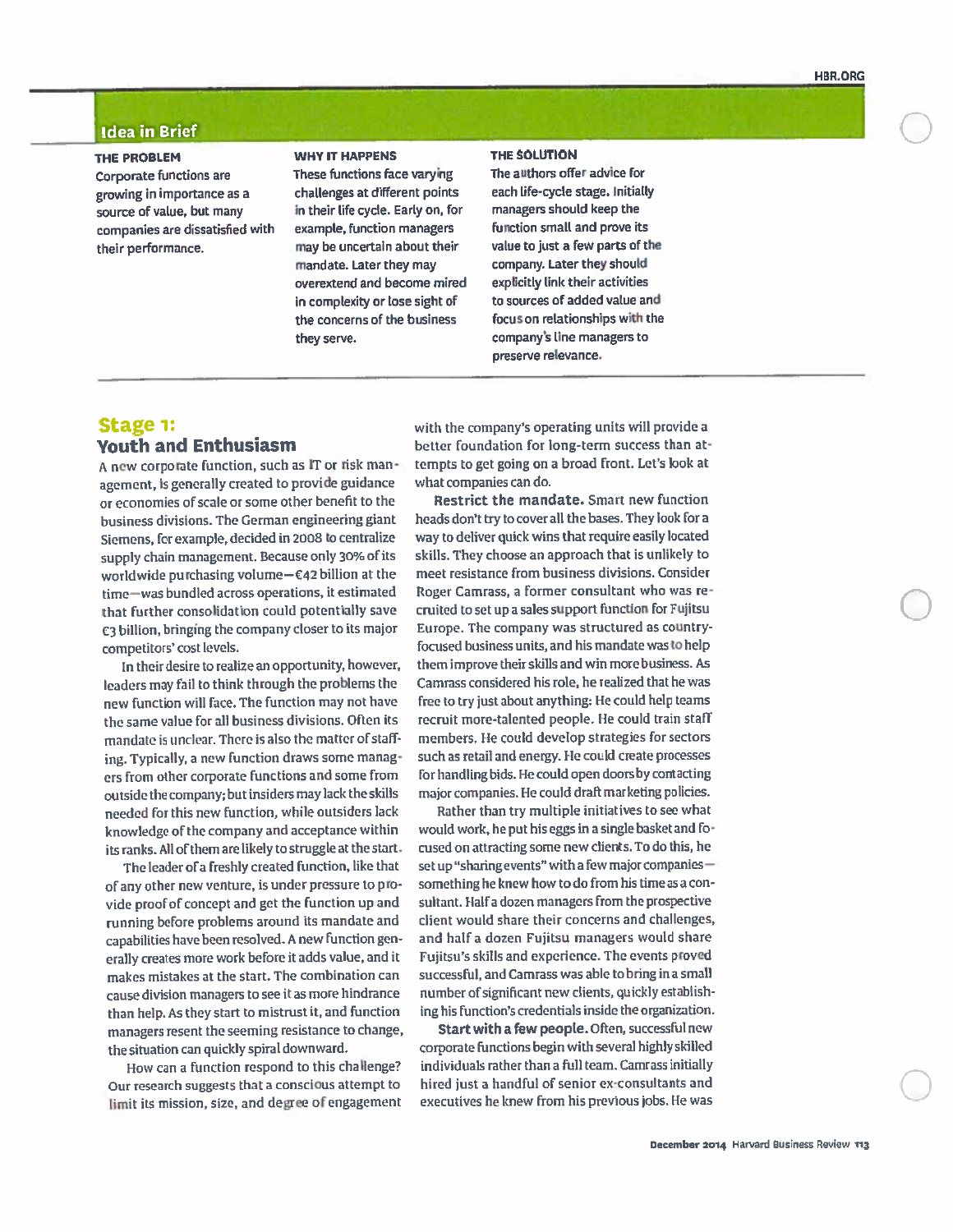## Idea in Brief

**THE PROBLEM**

Corporate functions are growing in importance as a source of value, but many companies are dissatisfied with their performance.

**WHY IT HAPPENS**

These functions face varying challenges at different points in their life cycle. Early on, for example, function managers may be uncertain about their mandate. Later they may overextend and become mired in complexity or lose sight of the concerns of the business they serve.

**THE SOLUTION**

The authors offer advice for each life-cycle stage. Initially managers should keep the function small and prove its value to just a few parts of the company. Later they should explicitly link their activities to sources of added value and focus on relationships with the company's line managers to preserve relevance.

## Stage 1: Youth and Enthusiasm

A new corporate function, such as IT or risk management, is generally created to provide guidance or economies of scale or some other benefit to the business divisions. The German engineering giant Siemens, for example, decided in 2008 to centralize supply chain management. Because only 30% of its worldwide purchasing volume—€42 billion at the time—was bundled across operations, it estimated that further consolidation could potentially save €3 billion, bringing the company closer to its major competitors' cost levels.

In their desire to realize an opportunity, however, leaders may fail to think through the problems the new function will face. The function may not have the same value for all business divisions. Often its mandate is unclear. There is also the matter of staffing. Typically, a new function draws some managers from other corporate functions and some from outside the company; but insiders may lack the skills needed for this new function, while outsiders lack knowledge of the company and acceptance within its ranks. All of them are likely to struggle at the start.

The leader of a freshly created function, like that of any other new venture, is under pressure to provide proof of concept and get the function up and running before problems around its mandate and capabilities have been resolved. A new function generally creates more work before it adds value, and it makes mistakes at the start. The combination can cause division managers to see it as more hindrance than help. As they start to mistrust it, and function managers resent the seeming resistance to change, the situation can quickly spiral downward.

How can a function respond to this challenge? Our research suggests that a conscious attempt to limit its mission, size, and degree of engagement with the company's operating units will provide a better foundation for long-term success than attempts to get going on a broad front. Let's look at what companies can do.

**Restrict the mandate.** Smart new function heads don't try to cover all the bases. They look for a way to deliver quick wins that require easily located skills. They choose an approach that is unlikely to meet resistance from business divisions. Consider Roger Camrass, a former consultant who was recruited to set up a sales support function for Fujitsu Europe. The company was structured as country-focused business units, and his mandate was to help them improve their skills and win more business. As Camrass considered his role, he realized that he was free to try just about anything: He could help teams recruit more-talented people. He could train staff members. He could develop strategies for sectors such as retail and energy. He could create processes for handling bids. He could open doors by contacting major companies. He could draft marketing policies.

Rather than try multiple initiatives to see what would work, he put his eggs in a single basket and focused on attracting some new clients. To do this, he set up "sharing events" with a few major companies—something he knew how to do from his time as a consultant. Half a dozen managers from the prospective client would share their concerns and challenges, and half a dozen Fujitsu managers would share Fujitsu's skills and experience. The events proved successful, and Camrass was able to bring in a small number of significant new clients, quickly establishing his function's credentials inside the organization.

**Start with a few people.** Often, successful new corporate functions begin with several highly skilled individuals rather than a full team. Camrass initially hired just a handful of senior ex-consultants and executives he knew from his previous jobs. He was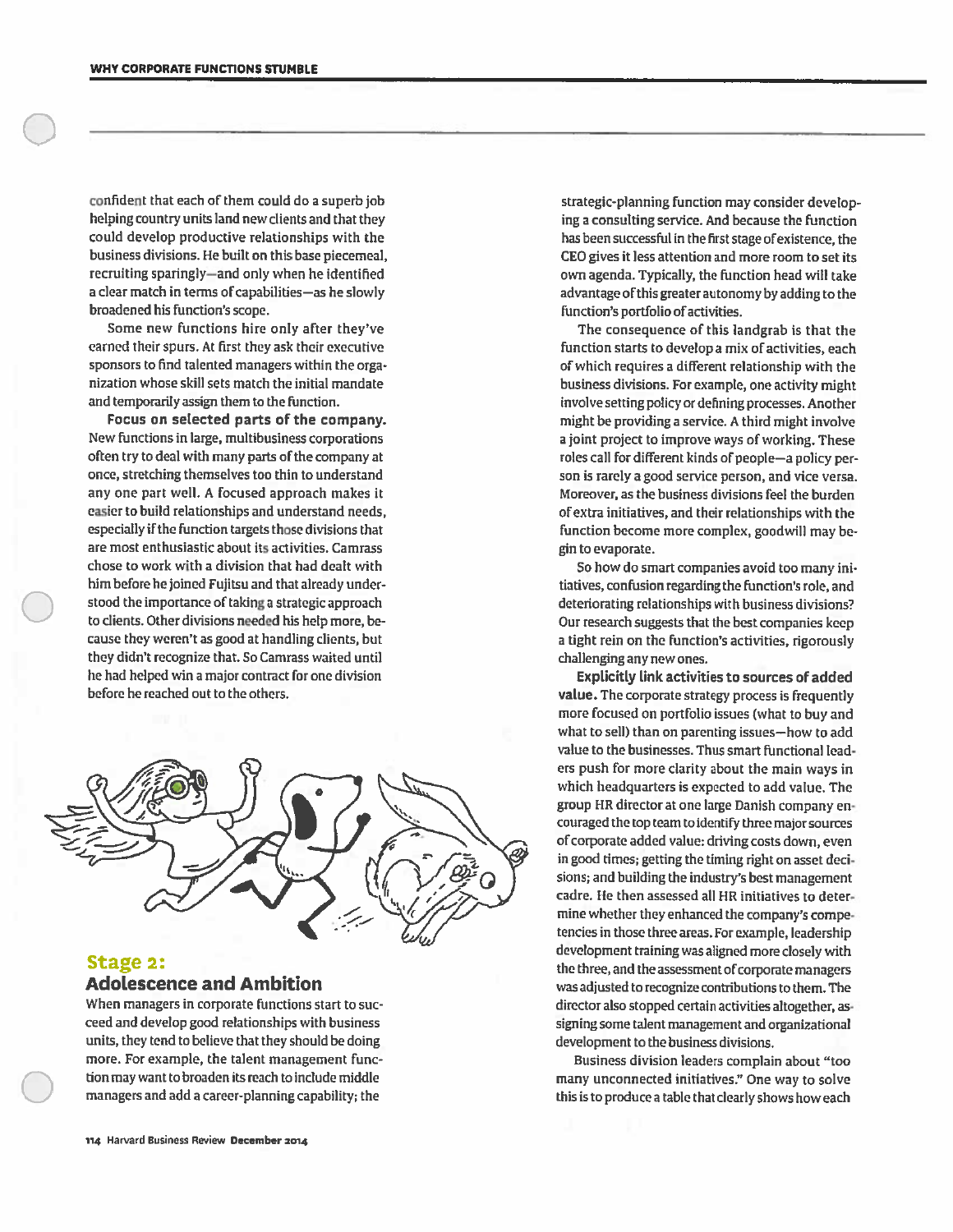confident that each of them could do a superb job helping country units land new clients and that they could develop productive relationships with the business divisions. He built on this base piecemeal, recruiting sparingly—and only when he identified a clear match in terms of capabilities—as he slowly broadened his function's scope.

Some new functions hire only after they've earned their spurs. At first they ask their executive sponsors to find talented managers within the organization whose skill sets match the initial mandate and temporarily assign them to the function.

**Focus on selected parts of the company.** New functions in large, multibusiness corporations often try to deal with many parts of the company at once, stretching themselves too thin to understand any one part well. A focused approach makes it easier to build relationships and understand needs, especially if the function targets those divisions that are most enthusiastic about its activities. Camrass chose to work with a division that had dealt with him before he joined Fujitsu and that already understood the importance of taking a strategic approach to clients. Other divisions needed his help more, because they weren't as good at handling clients, but they didn't recognize that. So Camrass waited until he had helped win a major contract for one division before he reached out to the others.

## Stage 2: Adolescence and Ambition

When managers in corporate functions start to succeed and develop good relationships with business units, they tend to believe that they should be doing more. For example, the talent management function may want to broaden its reach to include middle managers and add a career-planning capability; the strategic-planning function may consider developing a consulting service. And because the function has been successful in the first stage of existence, the CEO gives it less attention and more room to set its own agenda. Typically, the function head will take advantage of this greater autonomy by adding to the function's portfolio of activities.

The consequence of this landgrab is that the function starts to develop a mix of activities, each of which requires a different relationship with the business divisions. For example, one activity might involve setting policy or defining processes. Another might be providing a service. A third might involve a joint project to improve ways of working. These roles call for different kinds of people—a policy person is rarely a good service person, and vice versa. Moreover, as the business divisions feel the burden of extra initiatives, and their relationships with the function become more complex, goodwill may begin to evaporate.

So how do smart companies avoid too many initiatives, confusion regarding the function's role, and deteriorating relationships with business divisions? Our research suggests that the best companies keep a tight rein on the function's activities, rigorously challenging any new ones.

**Explicitly link activities to sources of added value.** The corporate strategy process is frequently more focused on portfolio issues (what to buy and what to sell) than on parenting issues—how to add value to the businesses. Thus smart functional leaders push for more clarity about the main ways in which headquarters is expected to add value. The group HR director at one large Danish company encouraged the top team to identify three major sources of corporate added value: driving costs down, even in good times; getting the timing right on asset decisions; and building the industry's best management cadre. He then assessed all HR initiatives to determine whether they enhanced the company's competencies in those three areas. For example, leadership development training was aligned more closely with the three, and the assessment of corporate managers was adjusted to recognize contributions to them. The director also stopped certain activities altogether, assigning some talent management and organizational development to the business divisions.

Business division leaders complain about "too many unconnected initiatives." One way to solve this is to produce a table that clearly shows how each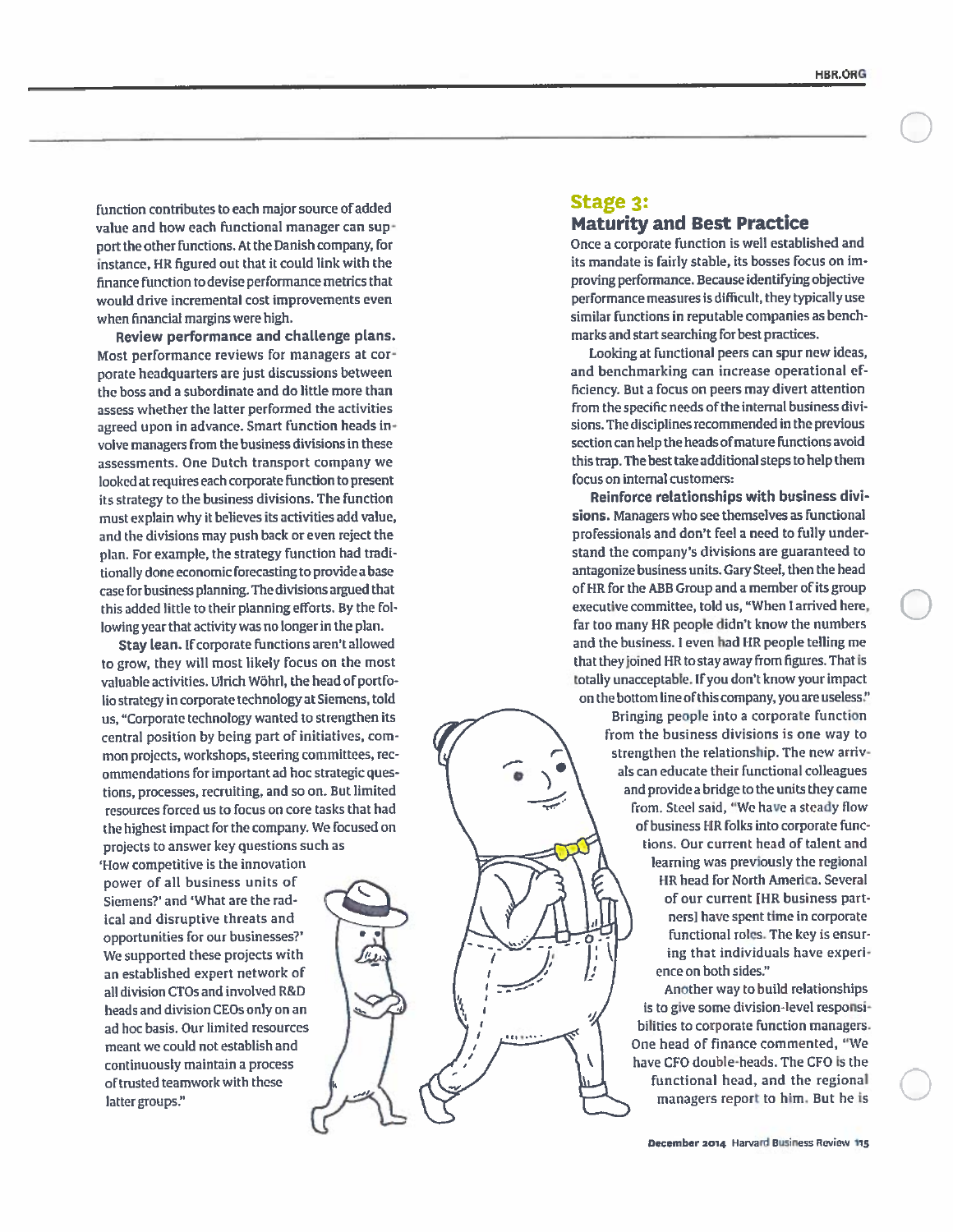function contributes to each major source of added value and how each functional manager can support the other functions. At the Danish company, for instance, HR figured out that it could link with the finance function to devise performance metrics that would drive incremental cost improvements even when financial margins were high.

**Review performance and challenge plans.** Most performance reviews for managers at corporate headquarters are just discussions between the boss and a subordinate and do little more than assess whether the latter performed the activities agreed upon in advance. Smart function heads involve managers from the business divisions in these assessments. One Dutch transport company we looked at requires each corporate function to present its strategy to the business divisions. The function must explain why it believes its activities add value, and the divisions may push back or even reject the plan. For example, the strategy function had traditionally done economic forecasting to provide a base case for business planning. The divisions argued that this added little to their planning efforts. By the following year that activity was no longer in the plan.

**Stay lean.** If corporate functions aren't allowed to grow, they will most likely focus on the most valuable activities. Ulrich Wöhrl, the head of portfolio strategy in corporate technology at Siemens, told us, "Corporate technology wanted to strengthen its central position by being part of initiatives, common projects, workshops, steering committees, recommendations for important ad hoc strategic questions, processes, recruiting, and so on. But limited resources forced us to focus on core tasks that had the highest impact for the company. We focused on projects to answer key questions such as 'How competitive is the innovation power of all business units of Siemens?' and 'What are the radical and disruptive threats and opportunities for our businesses?' We supported these projects with an established expert network of all division CTOs and involved R&D heads and division CEOs only on an ad hoc basis. Our limited resources meant we could not establish and continuously maintain a process of trusted teamwork with these latter groups."

## Stage 3: Maturity and Best Practice

Once a corporate function is well established and its mandate is fairly stable, its bosses focus on improving performance. Because identifying objective performance measures is difficult, they typically use similar functions in reputable companies as benchmarks and start searching for best practices.

Looking at functional peers can spur new ideas, and benchmarking can increase operational efficiency. But a focus on peers may divert attention from the specific needs of the internal business divisions. The disciplines recommended in the previous section can help the heads of mature functions avoid this trap. The best take additional steps to help them focus on internal customers:

**Reinforce relationships with business divisions.** Managers who see themselves as functional professionals and don't feel a need to fully understand the company's divisions are guaranteed to antagonize business units. Gary Steel, then the head of HR for the ABB Group and a member of its group executive committee, told us, "When I arrived here, far too many HR people didn't know the numbers and the business. I even had HR people telling me that they joined HR to stay away from figures. That is totally unacceptable. If you don't know your impact on the bottom line of this company, you are useless."

Bringing people into a corporate function from the business divisions is one way to strengthen the relationship. The new arrivals can educate their functional colleagues and provide a bridge to the units they came from. Steel said, "We have a steady flow of business HR folks into corporate functions. Our current head of talent and learning was previously the regional HR head for North America. Several of our current [HR business partners] have spent time in corporate functional roles. The key is ensuring that individuals have experience on both sides."

Another way to build relationships is to give some division-level responsibilities to corporate function managers. One head of finance commented, "We have CFO double-heads. The CFO is the functional head, and the regional managers report to him. But he is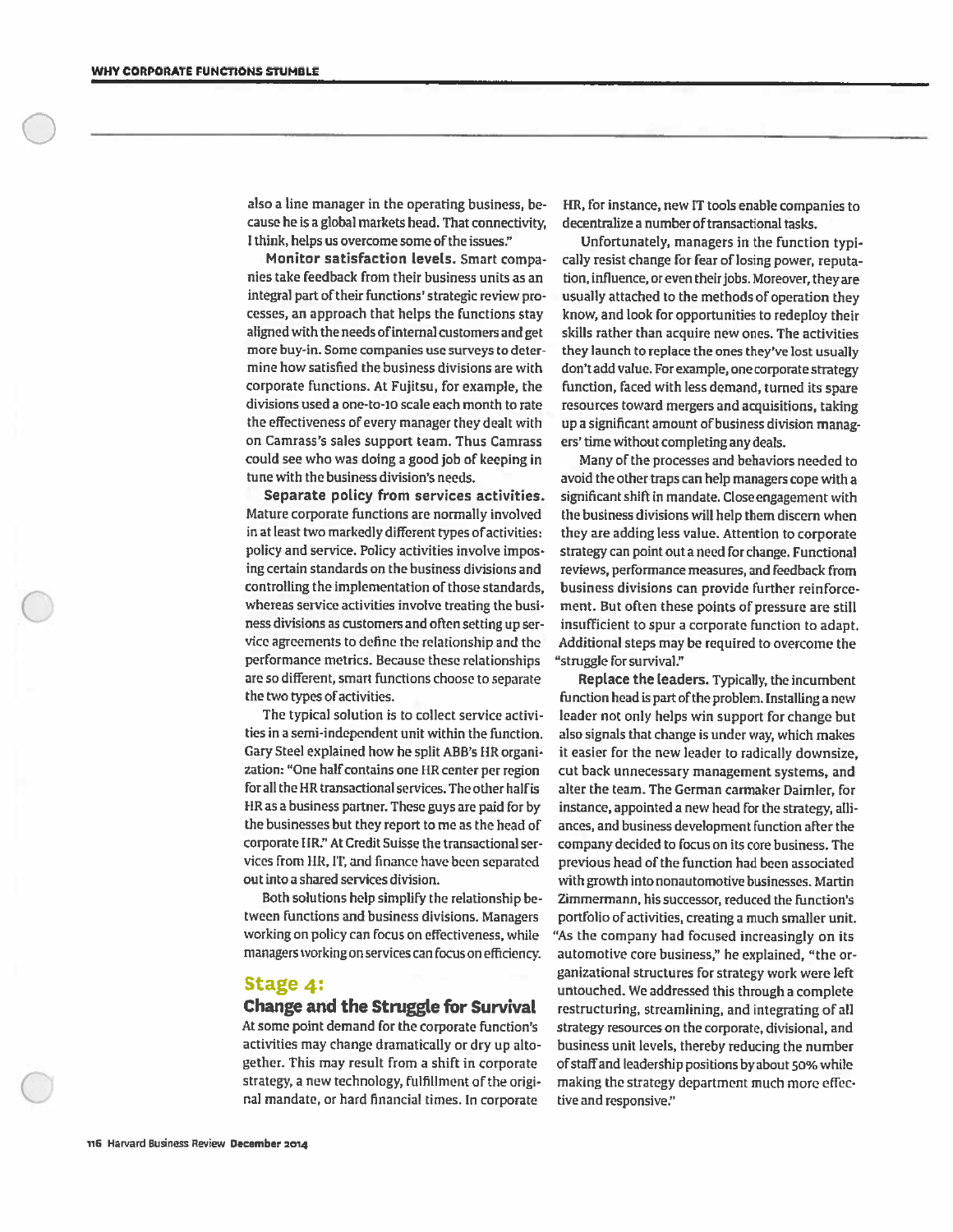also a line manager in the operating business, because he is a global markets head. That connectivity, I think, helps us overcome some of the issues."

**Monitor satisfaction levels.** Smart companies take feedback from their business units as an integral part of their functions' strategic review processes, an approach that helps the functions stay aligned with the needs of internal customers and get more buy-in. Some companies use surveys to determine how satisfied the business divisions are with corporate functions. At Fujitsu, for example, the divisions used a one-to-10 scale each month to rate the effectiveness of every manager they dealt with on Camrass's sales support team. Thus Camrass could see who was doing a good job of keeping in tune with the business division's needs.

**Separate policy from services activities.** Mature corporate functions are normally involved in at least two markedly different types of activities: policy and service. Policy activities involve imposing certain standards on the business divisions and controlling the implementation of those standards, whereas service activities involve treating the business divisions as customers and often setting up service agreements to define the relationship and the performance metrics. Because these relationships are so different, smart functions choose to separate the two types of activities.

The typical solution is to collect service activities in a semi-independent unit within the function. Gary Steel explained how he split ABB's HR organization: "One half contains one HR center per region for all the HR transactional services. The other half is HR as a business partner. These guys are paid for by the businesses but they report to me as the head of corporate HR." At Credit Suisse the transactional services from HR, IT, and finance have been separated out into a shared services division.

Both solutions help simplify the relationship between functions and business divisions. Managers working on policy can focus on effectiveness, while managers working on services can focus on efficiency.

## Stage 4:
## Change and the Struggle for Survival

At some point demand for the corporate function's activities may change dramatically or dry up altogether. This may result from a shift in corporate strategy, a new technology, fulfillment of the original mandate, or hard financial times. In corporate HR, for instance, new IT tools enable companies to decentralize a number of transactional tasks.

Unfortunately, managers in the function typically resist change for fear of losing power, reputation, influence, or even their jobs. Moreover, they are usually attached to the methods of operation they know, and look for opportunities to redeploy their skills rather than acquire new ones. The activities they launch to replace the ones they've lost usually don't add value. For example, one corporate strategy function, faced with less demand, turned its spare resources toward mergers and acquisitions, taking up a significant amount of business division managers' time without completing any deals.

Many of the processes and behaviors needed to avoid the other traps can help managers cope with a significant shift in mandate. Close engagement with the business divisions will help them discern when they are adding less value. Attention to corporate strategy can point out a need for change. Functional reviews, performance measures, and feedback from business divisions can provide further reinforcement. But often these points of pressure are still insufficient to spur a corporate function to adapt. Additional steps may be required to overcome the "struggle for survival."

**Replace the leaders.** Typically, the incumbent function head is part of the problem. Installing a new leader not only helps win support for change but also signals that change is under way, which makes it easier for the new leader to radically downsize, cut back unnecessary management systems, and alter the team. The German carmaker Daimler, for instance, appointed a new head for the strategy, alliances, and business development function after the company decided to focus on its core business. The previous head of the function had been associated with growth into nonautomotive businesses. Martin Zimmermann, his successor, reduced the function's portfolio of activities, creating a much smaller unit. "As the company had focused increasingly on its automotive core business," he explained, "the organizational structures for strategy work were left untouched. We addressed this through a complete restructuring, streamlining, and integrating of all strategy resources on the corporate, divisional, and business unit levels, thereby reducing the number of staff and leadership positions by about 50% while making the strategy department much more effective and responsive."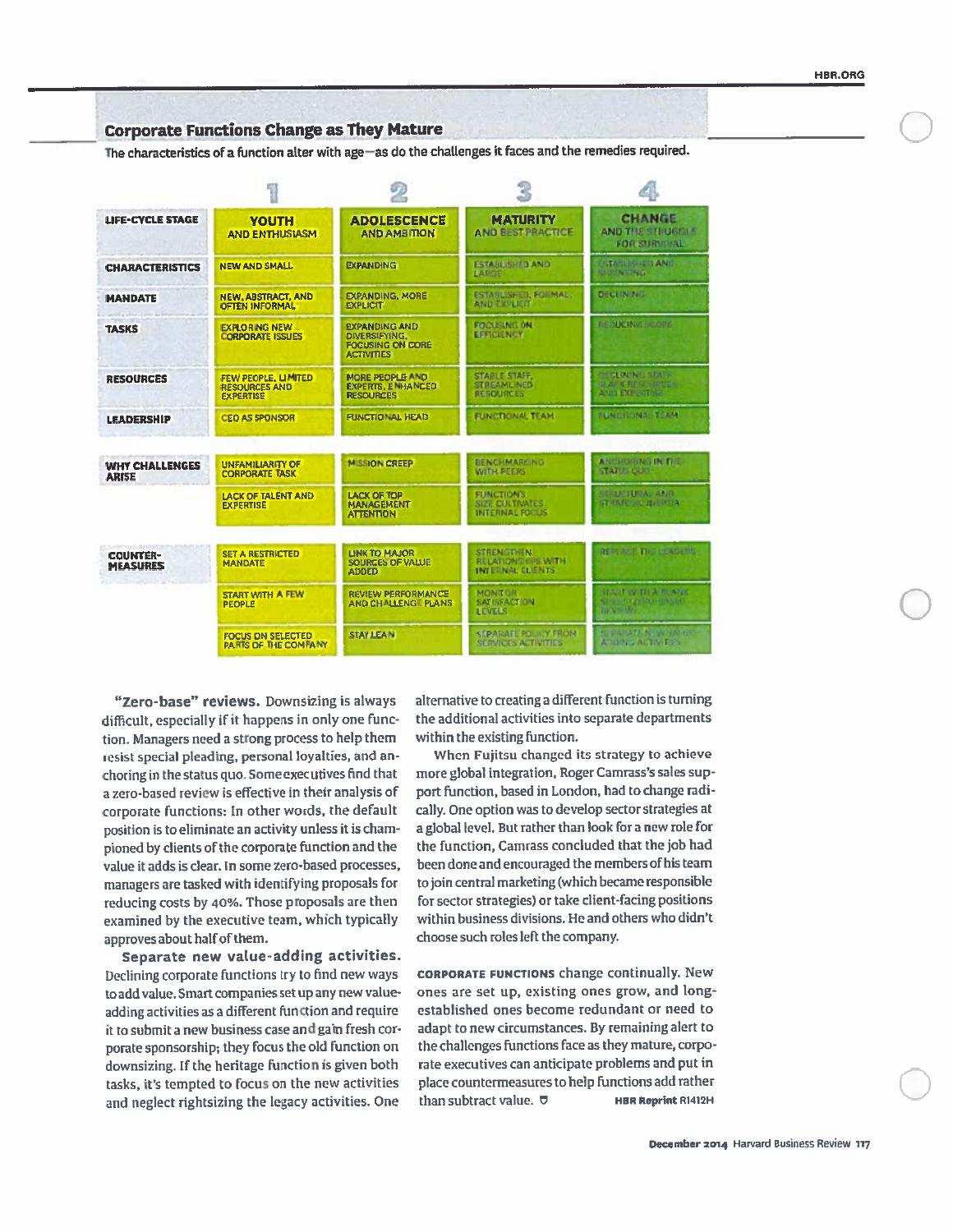## Corporate Functions Change as They Mature

The characteristics of a function alter with age—as do the challenges it faces and the remedies required.

| | 1 | 2 | 3 | 4 |
|---|---|---|---|---|
| **LIFE-CYCLE STAGE** | **YOUTH** AND ENTHUSIASM | **ADOLESCENCE** AND AMBITION | **MATURITY** AND BEST PRACTICE | **CHANGE** AND THE STRUGGLE FOR SURVIVAL |
| **CHARACTERISTICS** | NEW AND SMALL | EXPANDING | ESTABLISHED AND LARGE | ESTABLISHED AND SHRINKING |
| **MANDATE** | NEW, ABSTRACT, AND OFTEN INFORMAL | EXPANDING, MORE EXPLICIT | ESTABLISHED, FORMAL, AND EXPLICIT | DECLINING |
| **TASKS** | EXPLORING NEW CORPORATE ISSUES | EXPANDING AND DIVERSIFYING, FOCUSING ON CORE ACTIVITIES | FOCUSING ON EFFICIENCY | REDUCING SCOPE |
| **RESOURCES** | FEW PEOPLE, LIMITED RESOURCES AND EXPERTISE | MORE PEOPLE AND EXPERTS, ENHANCED RESOURCES | STABLE STAFF, STREAMLINED RESOURCES | DECLINING STAFF, SLACK RESOURCES AND EXPERTISE |
| **LEADERSHIP** | CEO AS SPONSOR | FUNCTIONAL HEAD | FUNCTIONAL TEAM | FUNCTIONAL TEAM |
| **WHY CHALLENGES ARISE** | UNFAMILIARITY OF CORPORATE TASK | MISSION CREEP | BENCHMARKING WITH PEERS | ANCHORING IN THE STATUS QUO |
| | LACK OF TALENT AND EXPERTISE | LACK OF TOP MANAGEMENT ATTENTION | FUNCTION'S SIZE CULTIVATES INTERNAL FOCUS | STRUCTURAL AND STRATEGIC INERTIA |
| **COUNTER-MEASURES** | SET A RESTRICTED MANDATE | LINK TO MAJOR SOURCES OF VALUE ADDED | STRENGTHEN RELATIONSHIPS WITH INTERNAL CLIENTS | REPLACE THE LEADERS |
| | START WITH A FEW PEOPLE | REVIEW PERFORMANCE AND CHALLENGE PLANS | MONITOR SATISFACTION LEVELS | START WITH A BLANK SHEET (ZERO-BASED REVIEW) |
| | FOCUS ON SELECTED PARTS OF THE COMPANY | STAY LEAN | SEPARATE POLICY FROM SERVICES ACTIVITIES | SEPARATE NEW VALUE-ADDING ACTIVITIES |

**"Zero-base" reviews.** Downsizing is always difficult, especially if it happens in only one function. Managers need a strong process to help them resist special pleading, personal loyalties, and anchoring in the status quo. Some executives find that a zero-based review is effective in their analysis of corporate functions: In other words, the default position is to eliminate an activity unless it is championed by clients of the corporate function and the value it adds is clear. In some zero-based processes, managers are tasked with identifying proposals for reducing costs by 40%. Those proposals are then examined by the executive team, which typically approves about half of them.

**Separate new value-adding activities.** Declining corporate functions try to find new ways to add value. Smart companies set up any new value-adding activities as a different function and require it to submit a new business case and gain fresh corporate sponsorship; they focus the old function on downsizing. If the heritage function is given both tasks, it's tempted to focus on the new activities and neglect rightsizing the legacy activities. One alternative to creating a different function is turning the additional activities into separate departments within the existing function.

When Fujitsu changed its strategy to achieve more global integration, Roger Camrass's sales support function, based in London, had to change radically. One option was to develop sector strategies at a global level. But rather than look for a new role for the function, Camrass concluded that the job had been done and encouraged the members of his team to join central marketing (which became responsible for sector strategies) or take client-facing positions within business divisions. He and others who didn't choose such roles left the company.

**CORPORATE FUNCTIONS** change continually. New ones are set up, existing ones grow, and long-established ones become redundant or need to adapt to new circumstances. By remaining alert to the challenges functions face as they mature, corporate executives can anticipate problems and put in place countermeasures to help functions add rather than subtract value.

**HBR Reprint** R1412H